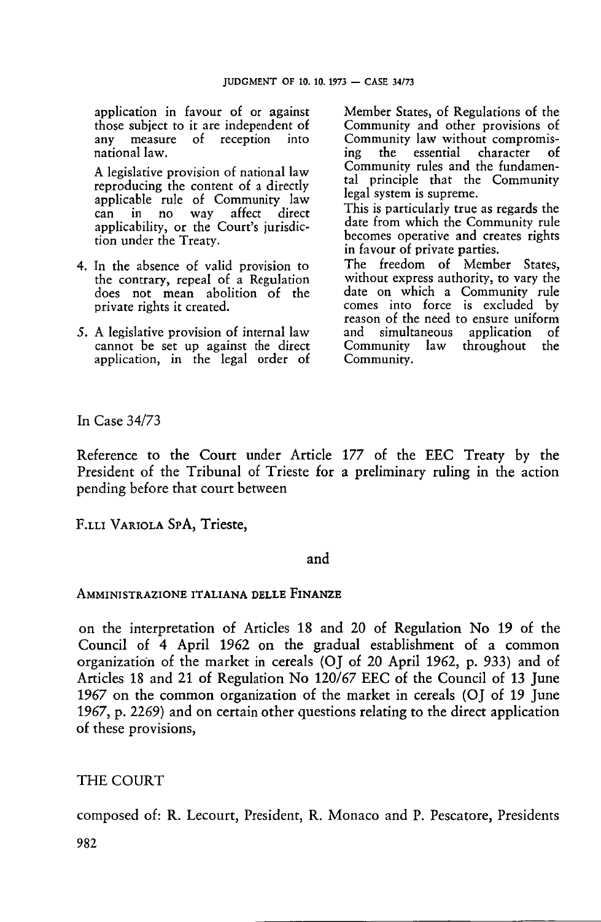application in favour of or against those subject to it are independent of any measure of reception into national law.

A legislative provision of national law reproducing the content of a directly applicable rule of Community law can in no way affect direct applicability, or the Court's jurisdiction under the Treaty.

4. In the absence of valid provision to the contrary, repeal of a Regulation does not mean abolition of the private rights it created.

5. A legislative provision of internal law cannot be set up against the direct application, in the legal order of Member States, of Regulations of the Community and other provisions of Community law without compromising the essential character of Community rules and the fundamental principle that the Community legal system is supreme.

   This is particularly true as regards the date from which the Community rule becomes operative and creates rights in favour of private parties.

   The freedom of Member States, without express authority, to vary the date on which a Community rule comes into force is excluded by reason of the need to ensure uniform and simultaneous application of Community law throughout the Community.

In Case 34/73

Reference to the Court under Article 177 of the EEC Treaty by the President of the Tribunal of Trieste for a preliminary ruling in the action pending before that court between

F.LLI VARIOLA SPA, Trieste,

and

AMMINISTRAZIONE ITALIANA DELLE FINANZE

on the interpretation of Articles 18 and 20 of Regulation No 19 of the Council of 4 April 1962 on the gradual establishment of a common organization of the market in cereals (OJ of 20 April 1962, p. 933) and of Articles 18 and 21 of Regulation No 120/67 EEC of the Council of 13 June 1967 on the common organization of the market in cereals (OJ of 19 June 1967, p. 2269) and on certain other questions relating to the direct application of these provisions,

THE COURT

composed of: R. Lecourt, President, R. Monaco and P. Pescatore, Presidents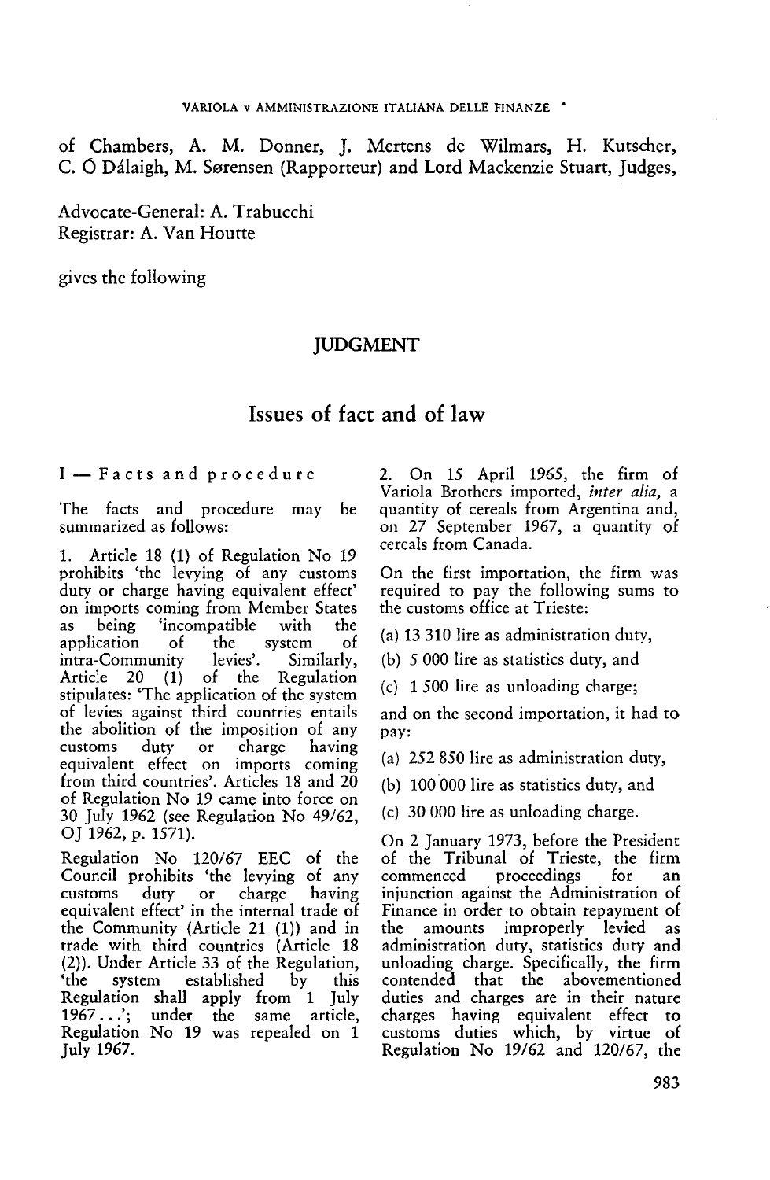of Chambers, A. M. Donner, J. Mertens de Wilmars, H. Kutscher, C. Ó Dálaigh, M. Sørensen (Rapporteur) and Lord Mackenzie Stuart, Judges,

Advocate-General: A. Trabucchi
Registrar: A. Van Houtte

gives the following

## JUDGMENT

# Issues of fact and of law

### I — Facts and procedure

The facts and procedure may be summarized as follows:

1. Article 18 (1) of Regulation No 19 prohibits 'the levying of any customs duty or charge having equivalent effect' on imports coming from Member States as being 'incompatible with the application of the system of intra-Community levies'. Similarly, Article 20 (1) of the Regulation stipulates: 'The application of the system of levies against third countries entails the abolition of the imposition of any customs duty or charge having equivalent effect on imports coming from third countries'. Articles 18 and 20 of Regulation No 19 came into force on 30 July 1962 (see Regulation No 49/62, OJ 1962, p. 1571).

Regulation No 120/67 EEC of the Council prohibits 'the levying of any customs duty or charge having equivalent effect' in the internal trade of the Community (Article 21 (1)) and in trade with third countries (Article 18 (2)). Under Article 33 of the Regulation, 'the system established by this Regulation shall apply from 1 July 1967...'; under the same article, Regulation No 19 was repealed on 1 July 1967.

2. On 15 April 1965, the firm of Variola Brothers imported, *inter alia*, a quantity of cereals from Argentina and, on 27 September 1967, a quantity of cereals from Canada.

On the first importation, the firm was required to pay the following sums to the customs office at Trieste:

(a) 13 310 lire as administration duty,

(b) 5 000 lire as statistics duty, and

(c) 1 500 lire as unloading charge;

and on the second importation, it had to pay:

(a) 252 850 lire as administration duty,

(b) 100 000 lire as statistics duty, and

(c) 30 000 lire as unloading charge.

On 2 January 1973, before the President of the Tribunal of Trieste, the firm commenced proceedings for an injunction against the Administration of Finance in order to obtain repayment of the amounts improperly levied as administration duty, statistics duty and unloading charge. Specifically, the firm contended that the abovementioned duties and charges are in their nature charges having equivalent effect to customs duties which, by virtue of Regulation No 19/62 and 120/67, the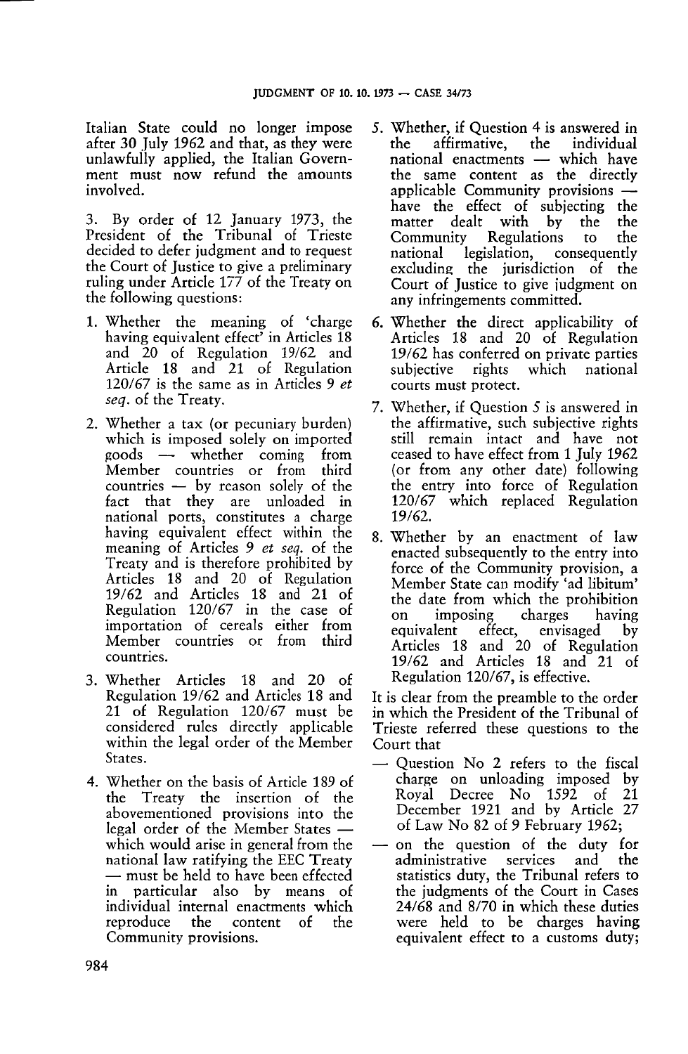Italian State could no longer impose after 30 July 1962 and that, as they were unlawfully applied, the Italian Government must now refund the amounts involved.

3. By order of 12 January 1973, the President of the Tribunal of Trieste decided to defer judgment and to request the Court of Justice to give a preliminary ruling under Article 177 of the Treaty on the following questions:

1. Whether the meaning of 'charge having equivalent effect' in Articles 18 and 20 of Regulation 19/62 and Article 18 and 21 of Regulation 120/67 is the same as in Articles 9 *et seq.* of the Treaty.
2. Whether a tax (or pecuniary burden) which is imposed solely on imported goods — whether coming from Member countries or from third countries — by reason solely of the fact that they are unloaded in national ports, constitutes a charge having equivalent effect within the meaning of Articles 9 *et seq.* of the Treaty and is therefore prohibited by Articles 18 and 20 of Regulation 19/62 and Articles 18 and 21 of Regulation 120/67 in the case of importation of cereals either from Member countries or from third countries.
3. Whether Articles 18 and 20 of Regulation 19/62 and Articles 18 and 21 of Regulation 120/67 must be considered rules directly applicable within the legal order of the Member States.
4. Whether on the basis of Article 189 of the Treaty the insertion of the abovementioned provisions into the legal order of the Member States — which would arise in general from the national law ratifying the EEC Treaty — must be held to have been effected in particular also by means of individual internal enactments which reproduce the content of the Community provisions.
5. Whether, if Question 4 is answered in the affirmative, the individual national enactments — which have the same content as the directly applicable Community provisions — have the effect of subjecting the matter dealt with by the the Community Regulations to the national legislation, consequently excluding the jurisdiction of the Court of Justice to give judgment on any infringements committed.
6. Whether the direct applicability of Articles 18 and 20 of Regulation 19/62 has conferred on private parties subjective rights which national courts must protect.
7. Whether, if Question 5 is answered in the affirmative, such subjective rights still remain intact and have not ceased to have effect from 1 July 1962 (or from any other date) following the entry into force of Regulation 120/67 which replaced Regulation 19/62.
8. Whether by an enactment of law enacted subsequently to the entry into force of the Community provision, a Member State can modify 'ad libitum' the date from which the prohibition on imposing charges having equivalent effect, envisaged by Articles 18 and 20 of Regulation 19/62 and Articles 18 and 21 of Regulation 120/67, is effective.

It is clear from the preamble to the order in which the President of the Tribunal of Trieste referred these questions to the Court that

- Question No 2 refers to the fiscal charge on unloading imposed by Royal Decree No 1592 of 21 December 1921 and by Article 27 of Law No 82 of 9 February 1962;
- on the question of the duty for administrative services and the statistics duty, the Tribunal refers to the judgments of the Court in Cases 24/68 and 8/70 in which these duties were held to be charges having equivalent effect to a customs duty;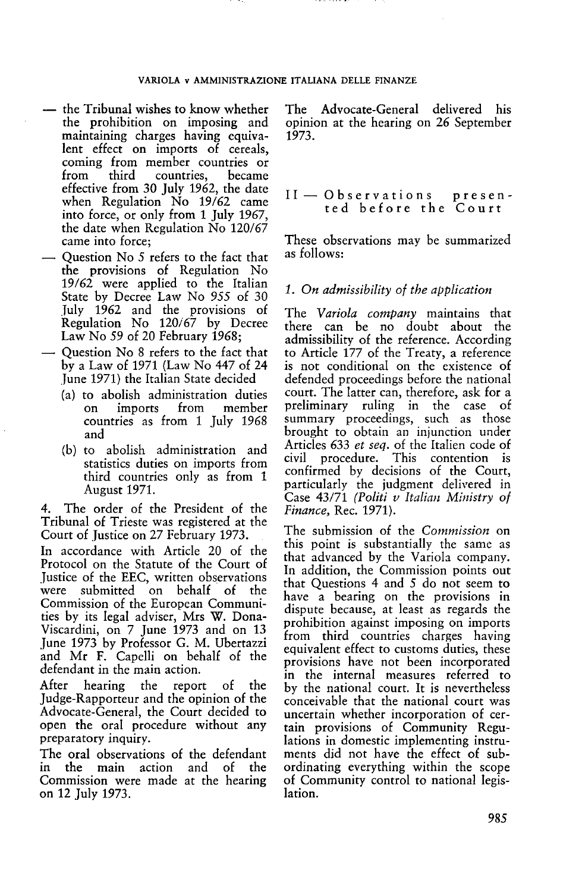— the Tribunal wishes to know whether the prohibition on imposing and maintaining charges having equivalent effect on imports of cereals, coming from member countries or from third countries, became effective from 30 July 1962, the date when Regulation No 19/62 came into force, or only from 1 July 1967, the date when Regulation No 120/67 came into force;

— Question No 5 refers to the fact that the provisions of Regulation No 19/62 were applied to the Italian State by Decree Law No 955 of 30 July 1962 and the provisions of Regulation No 120/67 by Decree Law No 59 of 20 February 1968;

— Question No 8 refers to the fact that by a Law of 1971 (Law No 447 of 24 June 1971) the Italian State decided

(a) to abolish administration duties on imports from member countries as from 1 July 1968 and

(b) to abolish administration and statistics duties on imports from third countries only as from 1 August 1971.

4. The order of the President of the Tribunal of Trieste was registered at the Court of Justice on 27 February 1973.

In accordance with Article 20 of the Protocol on the Statute of the Court of Justice of the EEC, written observations were submitted on behalf of the Commission of the European Communities by its legal adviser, Mrs W. Dona-Viscardini, on 7 June 1973 and on 13 June 1973 by Professor G. M. Ubertazzi and Mr F. Capelli on behalf of the defendant in the main action.

After hearing the report of the Judge-Rapporteur and the opinion of the Advocate-General, the Court decided to open the oral procedure without any preparatory inquiry.

The oral observations of the defendant in the main action and of the Commission were made at the hearing on 12 July 1973.

The Advocate-General delivered his opinion at the hearing on 26 September 1973.

## II — Observations presented before the Court

These observations may be summarized as follows:

### 1. *On admissibility of the application*

The *Variola company* maintains that there can be no doubt about the admissibility of the reference. According to Article 177 of the Treaty, a reference is not conditional on the existence of defended proceedings before the national court. The latter can, therefore, ask for a preliminary ruling in the case of summary proceedings, such as those brought to obtain an injunction under Articles 633 *et seq.* of the Italien code of civil procedure. This contention is confirmed by decisions of the Court, particularly the judgment delivered in Case 43/71 *(Politi v Italian Ministry of Finance,* Rec. 1971).

The submission of the *Commission* on this point is substantially the same as that advanced by the Variola company. In addition, the Commission points out that Questions 4 and 5 do not seem to have a bearing on the provisions in dispute because, at least as regards the prohibition against imposing on imports from third countries charges having equivalent effect to customs duties, these provisions have not been incorporated in the internal measures referred to by the national court. It is nevertheless conceivable that the national court was uncertain whether incorporation of certain provisions of Community Regulations in domestic implementing instruments did not have the effect of subordinating everything within the scope of Community control to national legislation.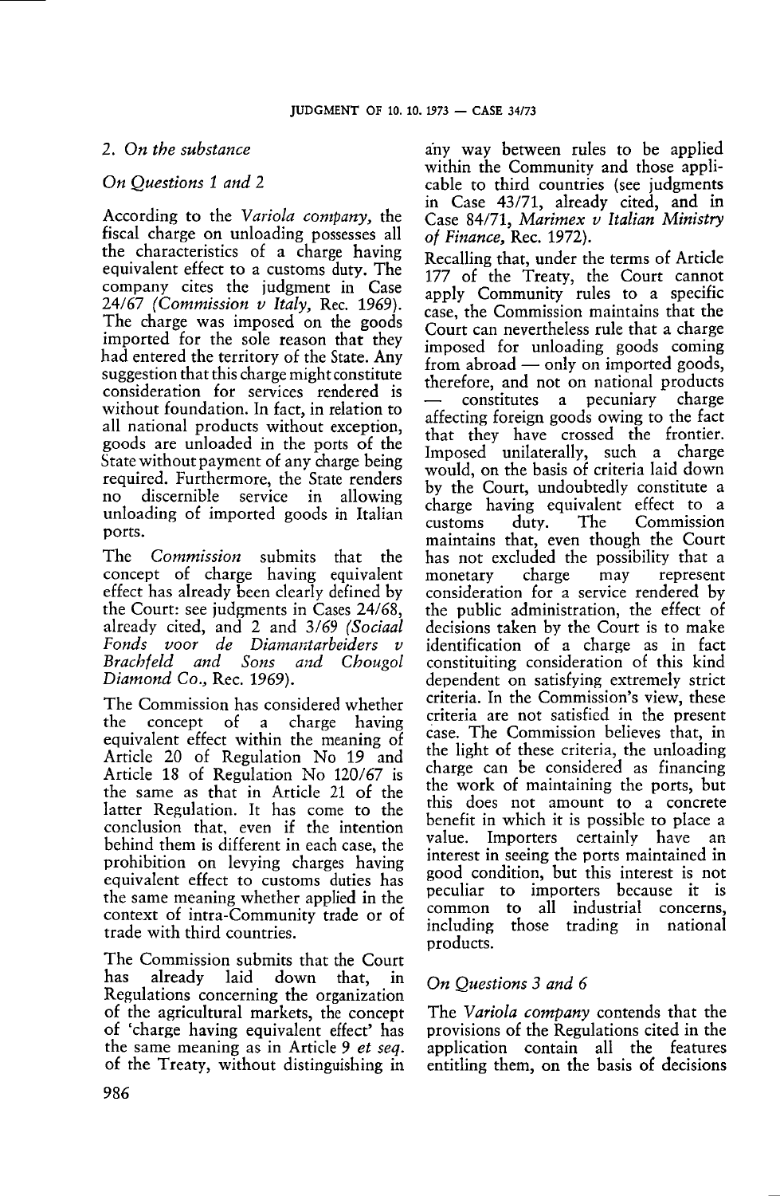## 2. *On the substance*

### *On Questions 1 and 2*

According to the *Variola company,* the fiscal charge on unloading possesses all the characteristics of a charge having equivalent effect to a customs duty. The company cites the judgment in Case 24/67 (*Commission v Italy,* Rec. 1969). The charge was imposed on the goods imported for the sole reason that they had entered the territory of the State. Any suggestion that this charge might constitute consideration for services rendered is without foundation. In fact, in relation to all national products without exception, goods are unloaded in the ports of the State without payment of any charge being required. Furthermore, the State renders no discernible service in allowing unloading of imported goods in Italian ports.

The *Commission* submits that the concept of charge having equivalent effect has already been clearly defined by the Court: see judgments in Cases 24/68, already cited, and 2 and 3/69 (*Sociaal Fonds voor de Diamantarbeiders v Brachfeld and Sons and Chougol Diamond Co.,* Rec. 1969).

The Commission has considered whether the concept of a charge having equivalent effect within the meaning of Article 20 of Regulation No 19 and Article 18 of Regulation No 120/67 is the same as that in Article 21 of the latter Regulation. It has come to the conclusion that, even if the intention behind them is different in each case, the prohibition on levying charges having equivalent effect to customs duties has the same meaning whether applied in the context of intra-Community trade or of trade with third countries.

The Commission submits that the Court has already laid down that, in Regulations concerning the organization of the agricultural markets, the concept of 'charge having equivalent effect' has the same meaning as in Article 9 *et seq.* of the Treaty, without distinguishing in any way between rules to be applied within the Community and those applicable to third countries (see judgments in Case 43/71, already cited, and in Case 84/71, *Marimex v Italian Ministry of Finance,* Rec. 1972).

Recalling that, under the terms of Article 177 of the Treaty, the Court cannot apply Community rules to a specific case, the Commission maintains that the Court can nevertheless rule that a charge imposed for unloading goods coming from abroad — only on imported goods, therefore, and not on national products — constitutes a pecuniary charge affecting foreign goods owing to the fact that they have crossed the frontier. Imposed unilaterally, such a charge would, on the basis of criteria laid down by the Court, undoubtedly constitute a charge having equivalent effect to a customs duty. The Commission maintains that, even though the Court has not excluded the possibility that a monetary charge may represent consideration for a service rendered by the public administration, the effect of decisions taken by the Court is to make identification of a charge as in fact constituiting consideration of this kind dependent on satisfying extremely strict criteria. In the Commission's view, these criteria are not satisfied in the present case. The Commission believes that, in the light of these criteria, the unloading charge can be considered as financing the work of maintaining the ports, but this does not amount to a concrete benefit in which it is possible to place a value. Importers certainly have an interest in seeing the ports maintained in good condition, but this interest is not peculiar to importers because it is common to all industrial concerns, including those trading in national products.

### *On Questions 3 and 6*

The *Variola company* contends that the provisions of the Regulations cited in the application contain all the features entitling them, on the basis of decisions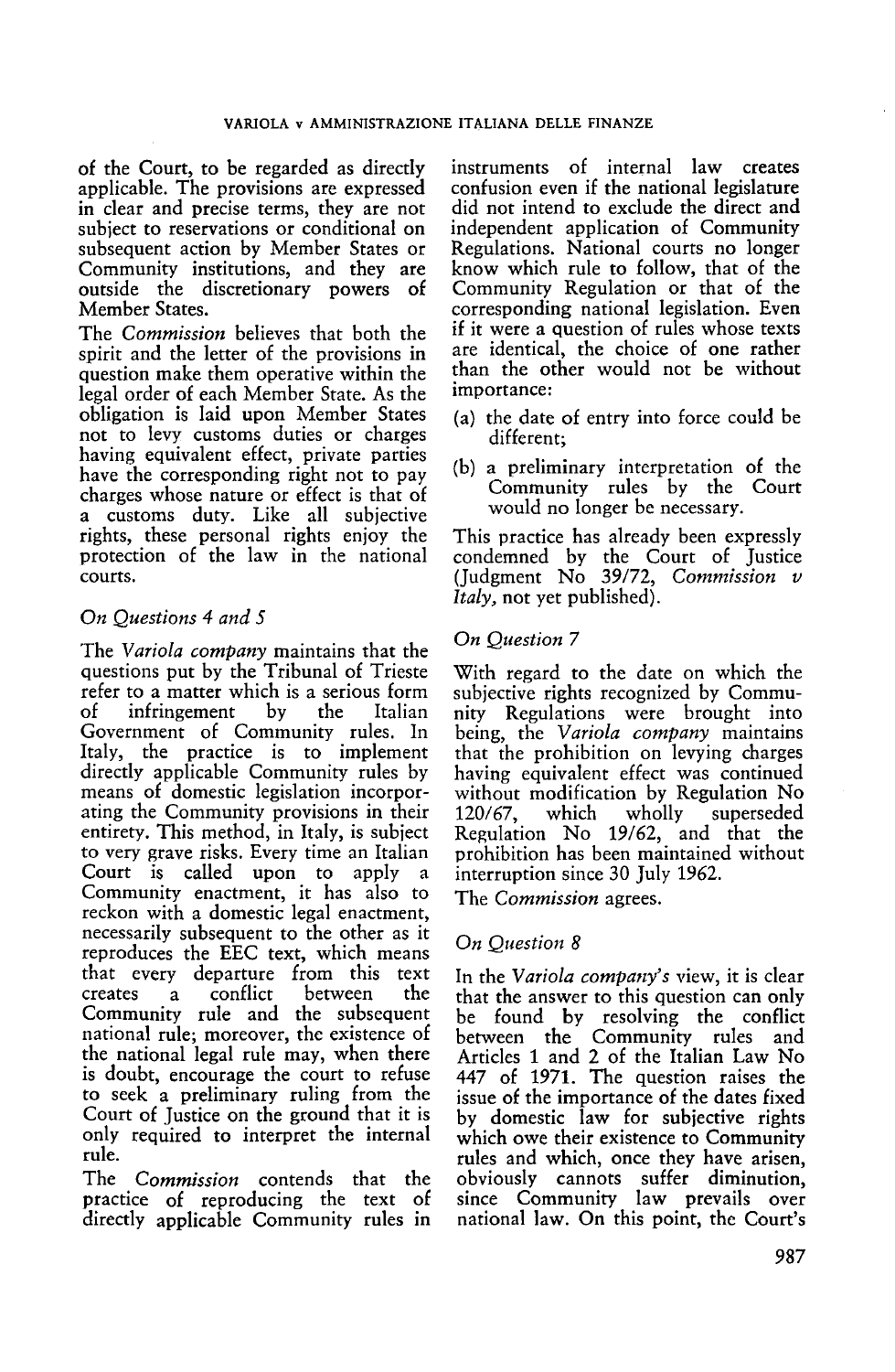of the Court, to be regarded as directly applicable. The provisions are expressed in clear and precise terms, they are not subject to reservations or conditional on subsequent action by Member States or Community institutions, and they are outside the discretionary powers of Member States.

The *Commission* believes that both the spirit and the letter of the provisions in question make them operative within the legal order of each Member State. As the obligation is laid upon Member States not to levy customs duties or charges having equivalent effect, private parties have the corresponding right not to pay charges whose nature or effect is that of a customs duty. Like all subjective rights, these personal rights enjoy the protection of the law in the national courts.

### *On Questions 4 and 5*

The *Variola company* maintains that the questions put by the Tribunal of Trieste refer to a matter which is a serious form of infringement by the Italian Government of Community rules. In Italy, the practice is to implement directly applicable Community rules by means of domestic legislation incorporating the Community provisions in their entirety. This method, in Italy, is subject to very grave risks. Every time an Italian Court is called upon to apply a Community enactment, it has also to reckon with a domestic legal enactment, necessarily subsequent to the other as it reproduces the EEC text, which means that every departure from this text creates a conflict between the Community rule and the subsequent national rule; moreover, the existence of the national legal rule may, when there is doubt, encourage the court to refuse to seek a preliminary ruling from the Court of Justice on the ground that it is only required to interpret the internal rule.

The *Commission* contends that the practice of reproducing the text of directly applicable Community rules in instruments of internal law creates confusion even if the national legislature did not intend to exclude the direct and independent application of Community Regulations. National courts no longer know which rule to follow, that of the Community Regulation or that of the corresponding national legislation. Even if it were a question of rules whose texts are identical, the choice of one rather than the other would not be without importance:

(a) the date of entry into force could be different;

(b) a preliminary interpretation of the Community rules by the Court would no longer be necessary.

This practice has already been expressly condemned by the Court of Justice (Judgment No 39/72, *Commission v Italy*, not yet published).

### *On Question 7*

With regard to the date on which the subjective rights recognized by Community Regulations were brought into being, the *Variola company* maintains that the prohibition on levying charges having equivalent effect was continued without modification by Regulation No 120/67, which wholly superseded Regulation No 19/62, and that the prohibition has been maintained without interruption since 30 July 1962.

The *Commission* agrees.

### *On Question 8*

In the *Variola company's* view, it is clear that the answer to this question can only be found by resolving the conflict between the Community rules and Articles 1 and 2 of the Italian Law No 447 of 1971. The question raises the issue of the importance of the dates fixed by domestic law for subjective rights which owe their existence to Community rules and which, once they have arisen, obviously cannot suffer diminution, since Community law prevails over national law. On this point, the Court's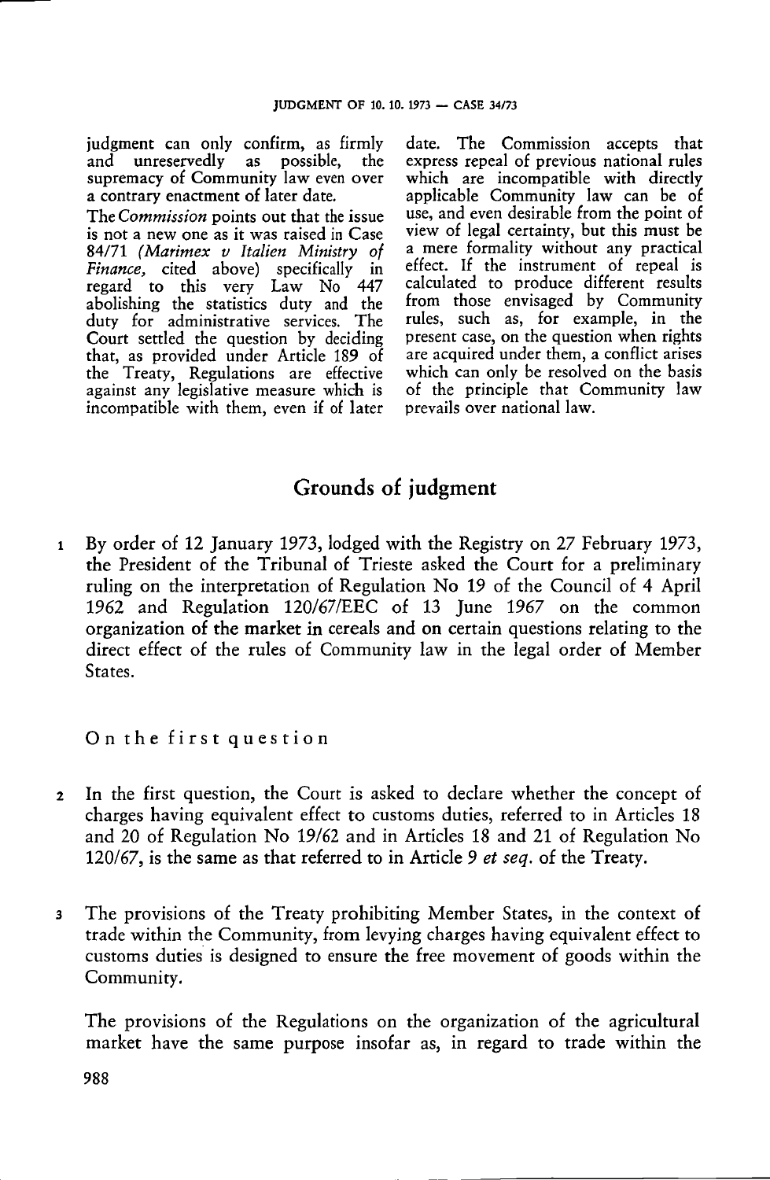judgment can only confirm, as firmly and unreservedly as possible, the supremacy of Community law even over a contrary enactment of later date.

The *Commission* points out that the issue is not a new one as it was raised in Case 84/71 (*Marimex v Italien Ministry of Finance*, cited above) specifically in regard to this very Law No 447 abolishing the statistics duty and the duty for administrative services. The Court settled the question by deciding that, as provided under Article 189 of the Treaty, Regulations are effective against any legislative measure which is incompatible with them, even if of later date. The Commission accepts that express repeal of previous national rules which are incompatible with directly applicable Community law can be of use, and even desirable from the point of view of legal certainty, but this must be a mere formality without any practical effect. If the instrument of repeal is calculated to produce different results from those envisaged by Community rules, such as, for example, in the present case, on the question when rights are acquired under them, a conflict arises which can only be resolved on the basis of the principle that Community law prevails over national law.

## Grounds of judgment

1 By order of 12 January 1973, lodged with the Registry on 27 February 1973, the President of the Tribunal of Trieste asked the Court for a preliminary ruling on the interpretation of Regulation No 19 of the Council of 4 April 1962 and Regulation 120/67/EEC of 13 June 1967 on the common organization of the market in cereals and on certain questions relating to the direct effect of the rules of Community law in the legal order of Member States.

On the first question

2 In the first question, the Court is asked to declare whether the concept of charges having equivalent effect to customs duties, referred to in Articles 18 and 20 of Regulation No 19/62 and in Articles 18 and 21 of Regulation No 120/67, is the same as that referred to in Article 9 *et seq.* of the Treaty.

3 The provisions of the Treaty prohibiting Member States, in the context of trade within the Community, from levying charges having equivalent effect to customs duties is designed to ensure the free movement of goods within the Community.

The provisions of the Regulations on the organization of the agricultural market have the same purpose insofar as, in regard to trade within the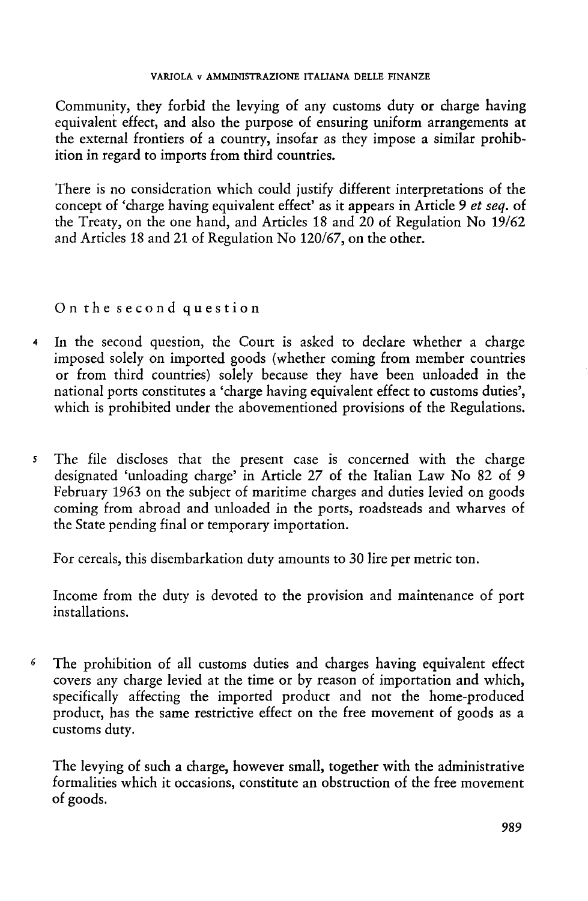Community, they forbid the levying of any customs duty or charge having equivalent effect, and also the purpose of ensuring uniform arrangements at the external frontiers of a country, insofar as they impose a similar prohibition in regard to imports from third countries.

There is no consideration which could justify different interpretations of the concept of 'charge having equivalent effect' as it appears in Article 9 *et seq.* of the Treaty, on the one hand, and Articles 18 and 20 of Regulation No 19/62 and Articles 18 and 21 of Regulation No 120/67, on the other.

On the second question

4 In the second question, the Court is asked to declare whether a charge imposed solely on imported goods (whether coming from member countries or from third countries) solely because they have been unloaded in the national ports constitutes a 'charge having equivalent effect to customs duties', which is prohibited under the abovementioned provisions of the Regulations.

5 The file discloses that the present case is concerned with the charge designated 'unloading charge' in Article 27 of the Italian Law No 82 of 9 February 1963 on the subject of maritime charges and duties levied on goods coming from abroad and unloaded in the ports, roadsteads and wharves of the State pending final or temporary importation.

For cereals, this disembarkation duty amounts to 30 lire per metric ton.

Income from the duty is devoted to the provision and maintenance of port installations.

6 The prohibition of all customs duties and charges having equivalent effect covers any charge levied at the time or by reason of importation and which, specifically affecting the imported product and not the home-produced product, has the same restrictive effect on the free movement of goods as a customs duty.

The levying of such a charge, however small, together with the administrative formalities which it occasions, constitute an obstruction of the free movement of goods.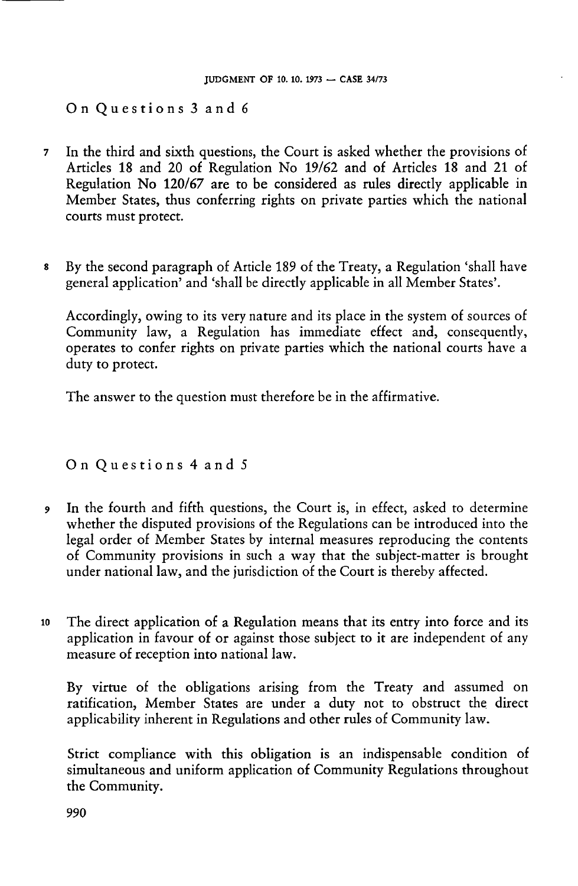## On Questions 3 and 6

7 In the third and sixth questions, the Court is asked whether the provisions of Articles 18 and 20 of Regulation No 19/62 and of Articles 18 and 21 of Regulation No 120/67 are to be considered as rules directly applicable in Member States, thus conferring rights on private parties which the national courts must protect.

8 By the second paragraph of Article 189 of the Treaty, a Regulation 'shall have general application' and 'shall be directly applicable in all Member States'.

Accordingly, owing to its very nature and its place in the system of sources of Community law, a Regulation has immediate effect and, consequently, operates to confer rights on private parties which the national courts have a duty to protect.

The answer to the question must therefore be in the affirmative.

## On Questions 4 and 5

9 In the fourth and fifth questions, the Court is, in effect, asked to determine whether the disputed provisions of the Regulations can be introduced into the legal order of Member States by internal measures reproducing the contents of Community provisions in such a way that the subject-matter is brought under national law, and the jurisdiction of the Court is thereby affected.

10 The direct application of a Regulation means that its entry into force and its application in favour of or against those subject to it are independent of any measure of reception into national law.

By virtue of the obligations arising from the Treaty and assumed on ratification, Member States are under a duty not to obstruct the direct applicability inherent in Regulations and other rules of Community law.

Strict compliance with this obligation is an indispensable condition of simultaneous and uniform application of Community Regulations throughout the Community.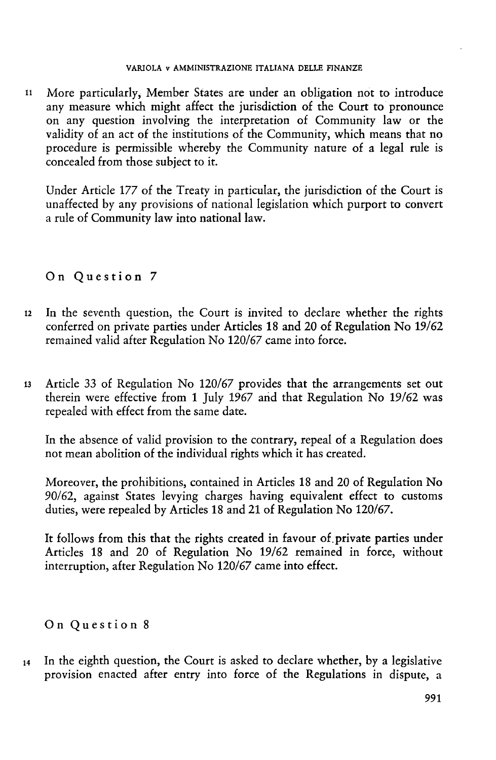11 More particularly, Member States are under an obligation not to introduce any measure which might affect the jurisdiction of the Court to pronounce on any question involving the interpretation of Community law or the validity of an act of the institutions of the Community, which means that no procedure is permissible whereby the Community nature of a legal rule is concealed from those subject to it.

Under Article 177 of the Treaty in particular, the jurisdiction of the Court is unaffected by any provisions of national legislation which purport to convert a rule of Community law into national law.

## On Question 7

12 In the seventh question, the Court is invited to declare whether the rights conferred on private parties under Articles 18 and 20 of Regulation No 19/62 remained valid after Regulation No 120/67 came into force.

13 Article 33 of Regulation No 120/67 provides that the arrangements set out therein were effective from 1 July 1967 and that Regulation No 19/62 was repealed with effect from the same date.

In the absence of valid provision to the contrary, repeal of a Regulation does not mean abolition of the individual rights which it has created.

Moreover, the prohibitions, contained in Articles 18 and 20 of Regulation No 90/62, against States levying charges having equivalent effect to customs duties, were repealed by Articles 18 and 21 of Regulation No 120/67.

It follows from this that the rights created in favour of private parties under Articles 18 and 20 of Regulation No 19/62 remained in force, without interruption, after Regulation No 120/67 came into effect.

## On Question 8

14 In the eighth question, the Court is asked to declare whether, by a legislative provision enacted after entry into force of the Regulations in dispute, a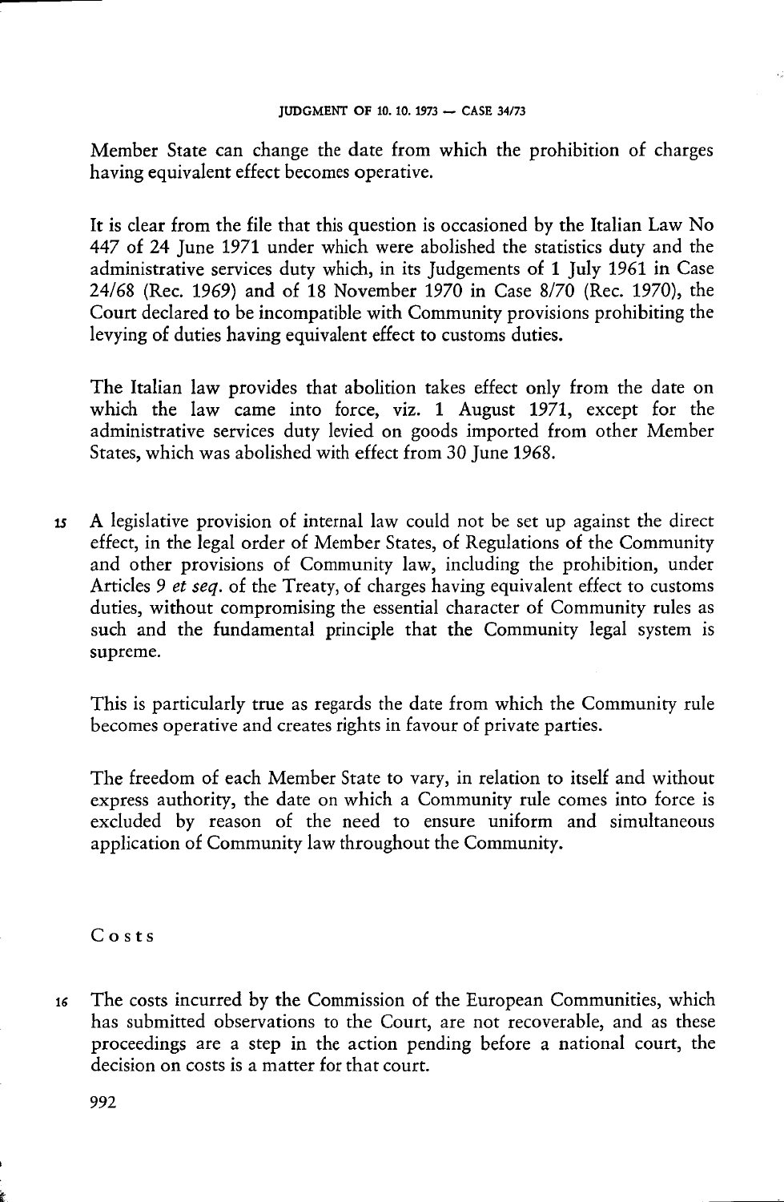Member State can change the date from which the prohibition of charges having equivalent effect becomes operative.

It is clear from the file that this question is occasioned by the Italian Law No 447 of 24 June 1971 under which were abolished the statistics duty and the administrative services duty which, in its Judgements of 1 July 1961 in Case 24/68 (Rec. 1969) and of 18 November 1970 in Case 8/70 (Rec. 1970), the Court declared to be incompatible with Community provisions prohibiting the levying of duties having equivalent effect to customs duties.

The Italian law provides that abolition takes effect only from the date on which the law came into force, viz. 1 August 1971, except for the administrative services duty levied on goods imported from other Member States, which was abolished with effect from 30 June 1968.

15 A legislative provision of internal law could not be set up against the direct effect, in the legal order of Member States, of Regulations of the Community and other provisions of Community law, including the prohibition, under Articles 9 *et seq.* of the Treaty, of charges having equivalent effect to customs duties, without compromising the essential character of Community rules as such and the fundamental principle that the Community legal system is supreme.

This is particularly true as regards the date from which the Community rule becomes operative and creates rights in favour of private parties.

The freedom of each Member State to vary, in relation to itself and without express authority, the date on which a Community rule comes into force is excluded by reason of the need to ensure uniform and simultaneous application of Community law throughout the Community.

## Costs

16 The costs incurred by the Commission of the European Communities, which has submitted observations to the Court, are not recoverable, and as these proceedings are a step in the action pending before a national court, the decision on costs is a matter for that court.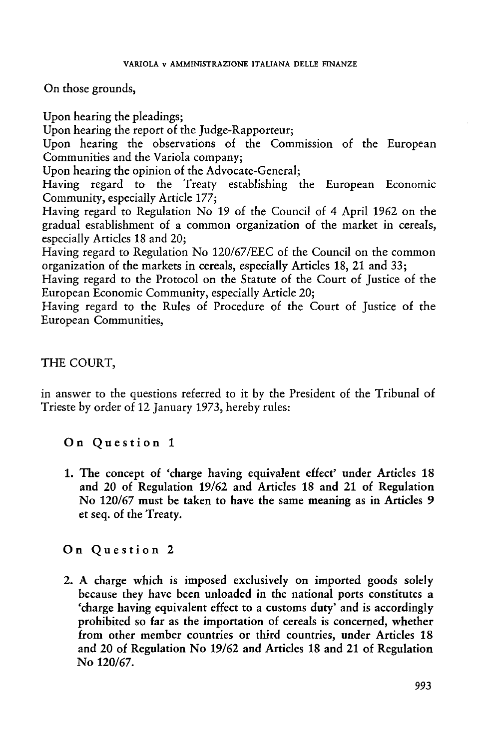On those grounds,

Upon hearing the pleadings;
Upon hearing the report of the Judge-Rapporteur;
Upon hearing the observations of the Commission of the European Communities and the Variola company;
Upon hearing the opinion of the Advocate-General;
Having regard to the Treaty establishing the European Economic Community, especially Article 177;
Having regard to Regulation No 19 of the Council of 4 April 1962 on the gradual establishment of a common organization of the market in cereals, especially Articles 18 and 20;
Having regard to Regulation No 120/67/EEC of the Council on the common organization of the markets in cereals, especially Articles 18, 21 and 33;
Having regard to the Protocol on the Statute of the Court of Justice of the European Economic Community, especially Article 20;
Having regard to the Rules of Procedure of the Court of Justice of the European Communities,

THE COURT,

in answer to the questions referred to it by the President of the Tribunal of Trieste by order of 12 January 1973, hereby rules:

**On Question 1**

**1. The concept of 'charge having equivalent effect' under Articles 18 and 20 of Regulation 19/62 and Articles 18 and 21 of Regulation No 120/67 must be taken to have the same meaning as in Articles 9 et seq. of the Treaty.**

**On Question 2**

**2. A charge which is imposed exclusively on imported goods solely because they have been unloaded in the national ports constitutes a 'charge having equivalent effect to a customs duty' and is accordingly prohibited so far as the importation of cereals is concerned, whether from other member countries or third countries, under Articles 18 and 20 of Regulation No 19/62 and Articles 18 and 21 of Regulation No 120/67.**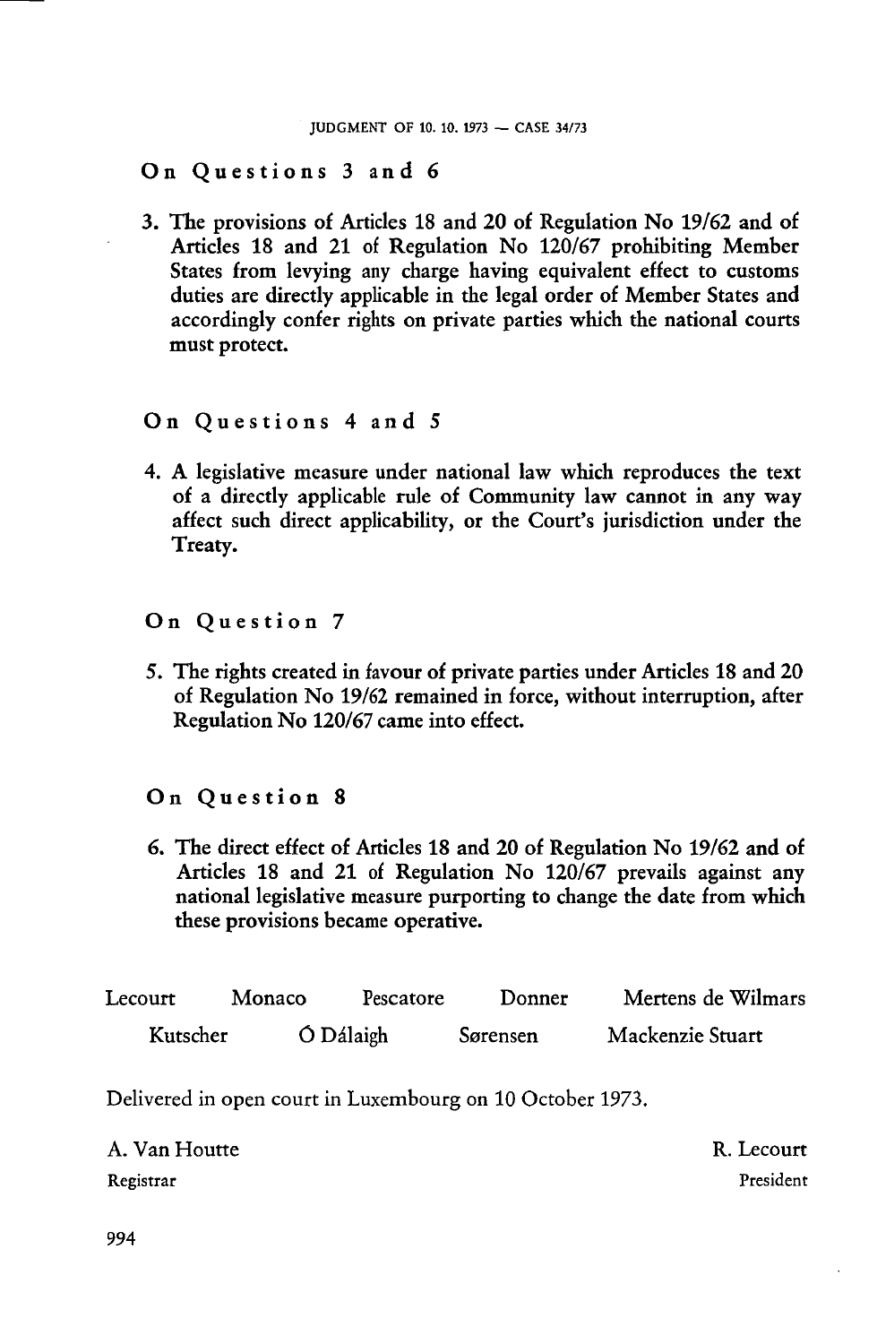## On Questions 3 and 6

3. The provisions of Articles 18 and 20 of Regulation No 19/62 and of Articles 18 and 21 of Regulation No 120/67 prohibiting Member States from levying any charge having equivalent effect to customs duties are directly applicable in the legal order of Member States and accordingly confer rights on private parties which the national courts must protect.

## On Questions 4 and 5

4. A legislative measure under national law which reproduces the text of a directly applicable rule of Community law cannot in any way affect such direct applicability, or the Court's jurisdiction under the Treaty.

## On Question 7

5. The rights created in favour of private parties under Articles 18 and 20 of Regulation No 19/62 remained in force, without interruption, after Regulation No 120/67 came into effect.

## On Question 8

6. The direct effect of Articles 18 and 20 of Regulation No 19/62 and of Articles 18 and 21 of Regulation No 120/67 prevails against any national legislative measure purporting to change the date from which these provisions became operative.

Lecourt Monaco Pescatore Donner Mertens de Wilmars

Kutscher Ó Dálaigh Sørensen Mackenzie Stuart

Delivered in open court in Luxembourg on 10 October 1973.

A. Van Houtte
Registrar

R. Lecourt
President